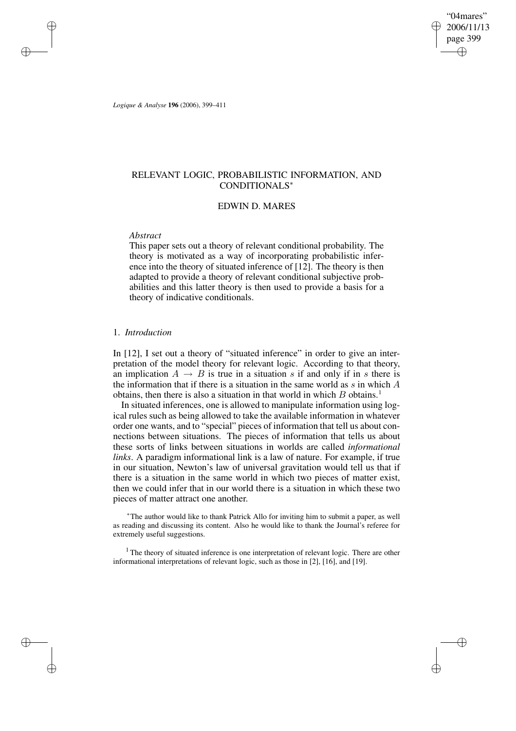# RELEVANT LOGIC, PROBABILISTIC INFORMATION, AND CONDITIONALS*

EDWIN D. MARES

*Abstract*

This paper sets out a theory of relevant conditional probability. The theory is motivated as a way of incorporating probabilistic inference into the theory of situated inference of [12]. The theory is then adapted to provide a theory of relevant conditional subjective probabilities and this latter theory is then used to provide a basis for a theory of indicative conditionals.

## 1. *Introduction*

In [12], I set out a theory of "situated inference" in order to give an interpretation of the model theory for relevant logic. According to that theory, an implication $A \rightarrow B$ is true in a situation $s$ if and only if in $s$ there is the information that if there is a situation in the same world as $s$ in which $A$ obtains, then there is also a situation in that world in which $B$ obtains.[1]

In situated inferences, one is allowed to manipulate information using logical rules such as being allowed to take the available information in whatever order one wants, and to "special" pieces of information that tell us about connections between situations. The pieces of information that tells us about these sorts of links between situations in worlds are called *informational links*. A paradigm informational link is a law of nature. For example, if true in our situation, Newton's law of universal gravitation would tell us that if there is a situation in the same world in which two pieces of matter exist, then we could infer that in our world there is a situation in which these two pieces of matter attract one another.

*The author would like to thank Patrick Allo for inviting him to submit a paper, as well as reading and discussing its content. Also he would like to thank the Journal's referee for extremely useful suggestions.

[1] The theory of situated inference is one interpretation of relevant logic. There are other informational interpretations of relevant logic, such as those in [2], [16], and [19].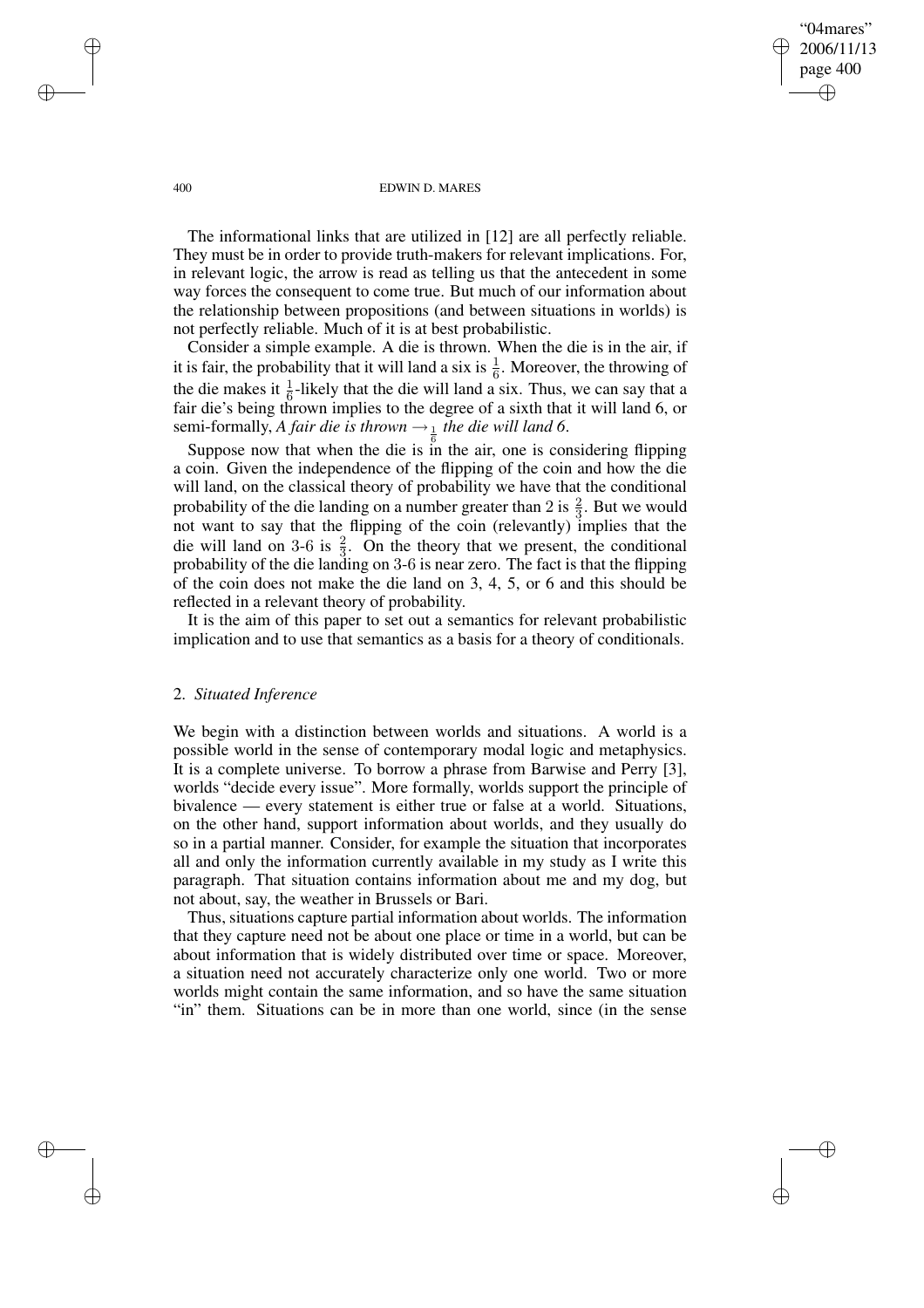The informational links that are utilized in [12] are all perfectly reliable. They must be in order to provide truth-makers for relevant implications. For, in relevant logic, the arrow is read as telling us that the antecedent in some way forces the consequent to come true. But much of our information about the relationship between propositions (and between situations in worlds) is not perfectly reliable. Much of it is at best probabilistic.

Consider a simple example. A die is thrown. When the die is in the air, if it is fair, the probability that it will land a six is $\frac{1}{6}$. Moreover, the throwing of the die makes it $\frac{1}{6}$-likely that the die will land a six. Thus, we can say that a fair die's being thrown implies to the degree of a sixth that it will land 6, or semi-formally, *A fair die is thrown* $\rightarrow_{\frac{1}{6}}$ *the die will land 6*.

Suppose now that when the die is in the air, one is considering flipping a coin. Given the independence of the flipping of the coin and how the die will land, on the classical theory of probability we have that the conditional probability of the die landing on a number greater than 2 is $\frac{2}{3}$. But we would not want to say that the flipping of the coin (relevantly) implies that the die will land on 3-6 is $\frac{2}{3}$. On the theory that we present, the conditional probability of the die landing on 3-6 is near zero. The fact is that the flipping of the coin does not make the die land on 3, 4, 5, or 6 and this should be reflected in a relevant theory of probability.

It is the aim of this paper to set out a semantics for relevant probabilistic implication and to use that semantics as a basis for a theory of conditionals.

## 2. *Situated Inference*

We begin with a distinction between worlds and situations. A world is a possible world in the sense of contemporary modal logic and metaphysics. It is a complete universe. To borrow a phrase from Barwise and Perry [3], worlds "decide every issue". More formally, worlds support the principle of bivalence — every statement is either true or false at a world. Situations, on the other hand, support information about worlds, and they usually do so in a partial manner. Consider, for example the situation that incorporates all and only the information currently available in my study as I write this paragraph. That situation contains information about me and my dog, but not about, say, the weather in Brussels or Bari.

Thus, situations capture partial information about worlds. The information that they capture need not be about one place or time in a world, but can be about information that is widely distributed over time or space. Moreover, a situation need not accurately characterize only one world. Two or more worlds might contain the same information, and so have the same situation "in" them. Situations can be in more than one world, since (in the sense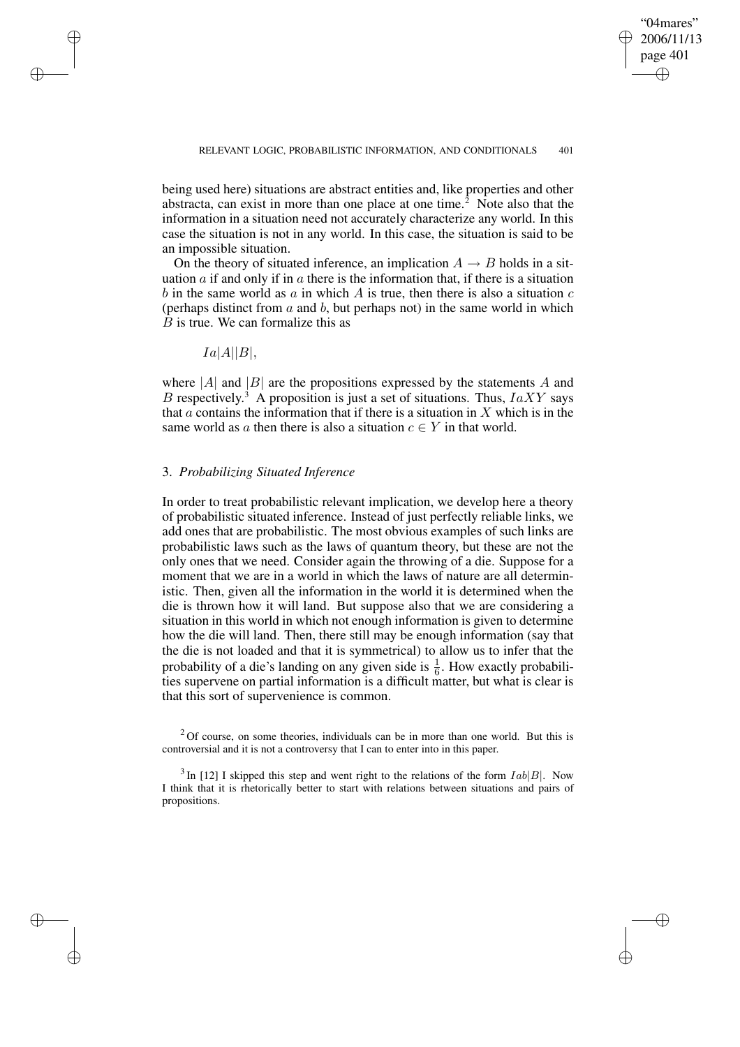being used here) situations are abstract entities and, like properties and other abstracta, can exist in more than one place at one time.[2] Note also that the information in a situation need not accurately characterize any world. In this case the situation is not in any world. In this case, the situation is said to be an impossible situation.

On the theory of situated inference, an implication $A \rightarrow B$ holds in a situation $a$ if and only if in $a$ there is the information that, if there is a situation $b$ in the same world as $a$ in which $A$ is true, then there is also a situation $c$ (perhaps distinct from $a$ and $b$, but perhaps not) in the same world in which $B$ is true. We can formalize this as

$$Ia|A||B|,$$

where $|A|$ and $|B|$ are the propositions expressed by the statements $A$ and $B$ respectively.[3] A proposition is just a set of situations. Thus, $IaXY$ says that $a$ contains the information that if there is a situation in $X$ which is in the same world as $a$ then there is also a situation $c \in Y$ in that world.

## 3. *Probabilizing Situated Inference*

In order to treat probabilistic relevant implication, we develop here a theory of probabilistic situated inference. Instead of just perfectly reliable links, we add ones that are probabilistic. The most obvious examples of such links are probabilistic laws such as the laws of quantum theory, but these are not the only ones that we need. Consider again the throwing of a die. Suppose for a moment that we are in a world in which the laws of nature are all deterministic. Then, given all the information in the world it is determined when the die is thrown how it will land. But suppose also that we are considering a situation in this world in which not enough information is given to determine how the die will land. Then, there still may be enough information (say that the die is not loaded and that it is symmetrical) to allow us to infer that the probability of a die's landing on any given side is $\frac{1}{6}$. How exactly probabilities supervene on partial information is a difficult matter, but what is clear is that this sort of supervenience is common.

---

[2] Of course, on some theories, individuals can be in more than one world. But this is controversial and it is not a controversy that I can to enter into in this paper.

[3] In [12] I skipped this step and went right to the relations of the form $Iab|B|$. Now I think that it is rhetorically better to start with relations between situations and pairs of propositions.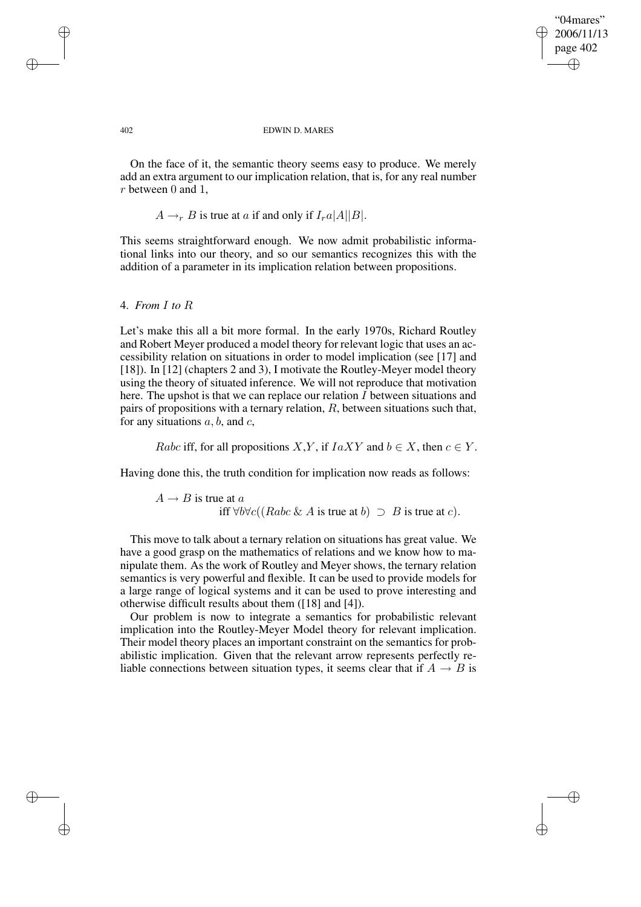On the face of it, the semantic theory seems easy to produce. We merely add an extra argument to our implication relation, that is, for any real number $r$ between 0 and 1,

$$A \rightarrow_r B \text{ is true at } a \text{ if and only if } I_r a|A||B|.$$

This seems straightforward enough. We now admit probabilistic informational links into our theory, and so our semantics recognizes this with the addition of a parameter in its implication relation between propositions.

## 4. *From I to R*

Let's make this all a bit more formal. In the early 1970s, Richard Routley and Robert Meyer produced a model theory for relevant logic that uses an accessibility relation on situations in order to model implication (see [17] and [18]). In [12] (chapters 2 and 3), I motivate the Routley-Meyer model theory using the theory of situated inference. We will not reproduce that motivation here. The upshot is that we can replace our relation $I$ between situations and pairs of propositions with a ternary relation, $R$, between situations such that, for any situations $a, b$, and $c$,

$$Rabc \text{ iff, for all propositions } X, Y, \text{ if } IaXY \text{ and } b \in X, \text{ then } c \in Y.$$

Having done this, the truth condition for implication now reads as follows:

$$A \rightarrow B \text{ is true at } a \text{ iff } \forall b \forall c((Rabc \;\&\; A \text{ is true at } b) \supset B \text{ is true at } c).$$

This move to talk about a ternary relation on situations has great value. We have a good grasp on the mathematics of relations and we know how to manipulate them. As the work of Routley and Meyer shows, the ternary relation semantics is very powerful and flexible. It can be used to provide models for a large range of logical systems and it can be used to prove interesting and otherwise difficult results about them ([18] and [4]).

Our problem is now to integrate a semantics for probabilistic relevant implication into the Routley-Meyer Model theory for relevant implication. Their model theory places an important constraint on the semantics for probabilistic implication. Given that the relevant arrow represents perfectly reliable connections between situation types, it seems clear that if $A \rightarrow B$ is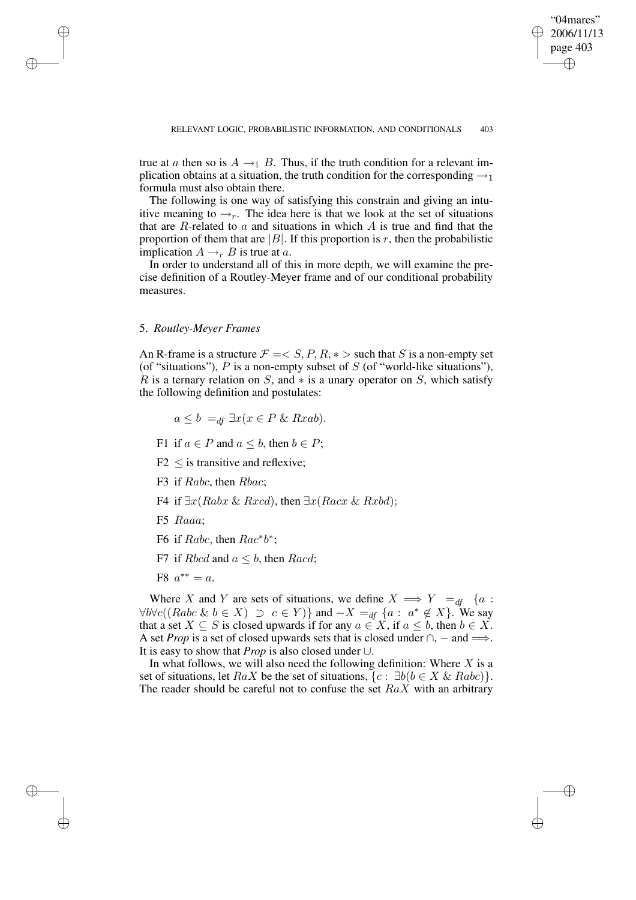true at $a$ then so is $A \rightarrow_1 B$. Thus, if the truth condition for a relevant implication obtains at a situation, the truth condition for the corresponding $\rightarrow_1$ formula must also obtain there.

The following is one way of satisfying this constrain and giving an intuitive meaning to $\rightarrow_r$. The idea here is that we look at the set of situations that are $R$-related to $a$ and situations in which $A$ is true and find that the proportion of them that are $|B|$. If this proportion is $r$, then the probabilistic implication $A \rightarrow_r B$ is true at $a$.

In order to understand all of this in more depth, we will examine the precise definition of a Routley-Meyer frame and of our conditional probability measures.

## 5. *Routley-Meyer Frames*

An R-frame is a structure $\mathcal{F} = < S, P, R, * >$ such that $S$ is a non-empty set (of "situations"), $P$ is a non-empty subset of $S$ (of "world-like situations"), $R$ is a ternary relation on $S$, and $*$ is a unary operator on $S$, which satisfy the following definition and postulates:

$$a \leq b \ =_{df} \exists x(x \in P \ \& \ Rxab).$$

- F1 if $a \in P$ and $a \leq b$, then $b \in P$;
- F2 $\leq$ is transitive and reflexive;
- F3 if $Rabc$, then $Rbac$;
- F4 if $\exists x(Rabx \ \& \ Rxcd)$, then $\exists x(Racx \ \& \ Rxbd)$;
- F5 $Raaa$;
- F6 if $Rabc$, then $Rac^*b^*$;
- F7 if $Rbcd$ and $a \leq b$, then $Racd$;
- F8 $a^{**} = a$.

Where $X$ and $Y$ are sets of situations, we define $X \Longrightarrow Y \ =_{df} \ \{a : \forall b \forall c((Rabc \ \& \ b \in X) \ \supset \ c \in Y)\}$ and $-X =_{df} \{a : \ a^* \notin X\}$. We say that a set $X \subseteq S$ is closed upwards if for any $a \in X$, if $a \leq b$, then $b \in X$. A set *Prop* is a set of closed upwards sets that is closed under $\cap$, $-$ and $\Longrightarrow$. It is easy to show that *Prop* is also closed under $\cup$.

In what follows, we will also need the following definition: Where $X$ is a set of situations, let $RaX$ be the set of situations, $\{c : \ \exists b(b \in X \ \& \ Rabc)\}$. The reader should be careful not to confuse the set $RaX$ with an arbitrary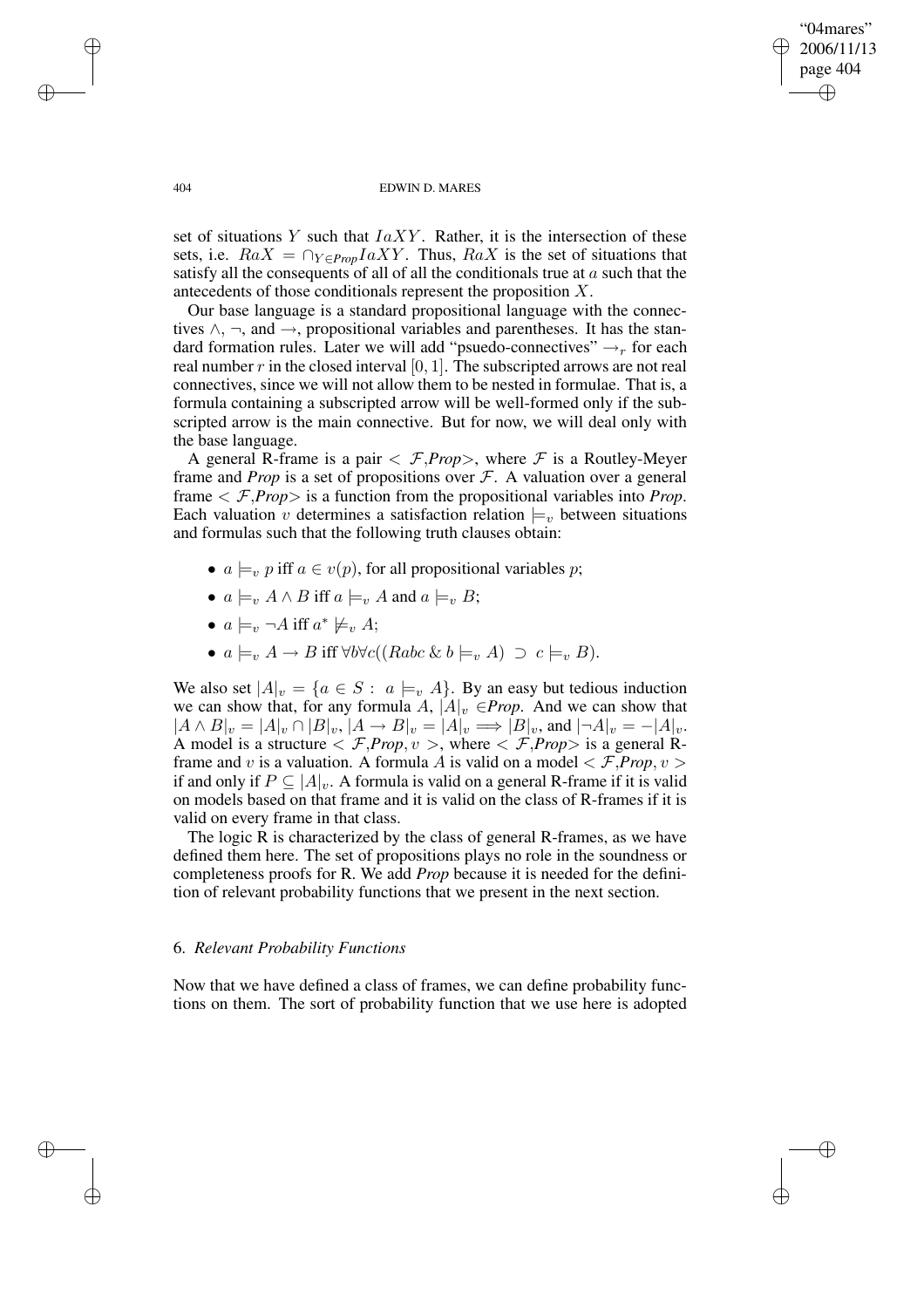set of situations $Y$ such that $IaXY$. Rather, it is the intersection of these sets, i.e. $RaX = \cap_{Y \in Prop} IaXY$. Thus, $RaX$ is the set of situations that satisfy all the consequents of all of all the conditionals true at $a$ such that the antecedents of those conditionals represent the proposition $X$.

Our base language is a standard propositional language with the connectives $\wedge$, $\neg$, and $\rightarrow$, propositional variables and parentheses. It has the standard formation rules. Later we will add "psuedo-connectives" $\rightarrow_r$ for each real number $r$ in the closed interval $[0, 1]$. The subscripted arrows are not real connectives, since we will not allow them to be nested in formulae. That is, a formula containing a subscripted arrow will be well-formed only if the subscripted arrow is the main connective. But for now, we will deal only with the base language.

A general R-frame is a pair $< \mathcal{F}, Prop>$, where $\mathcal{F}$ is a Routley-Meyer frame and *Prop* is a set of propositions over $\mathcal{F}$. A valuation over a general frame $< \mathcal{F}, Prop>$ is a function from the propositional variables into *Prop*. Each valuation $v$ determines a satisfaction relation $\models_v$ between situations and formulas such that the following truth clauses obtain:

- $a \models_v p$ iff $a \in v(p)$, for all propositional variables $p$;
- $a \models_v A \wedge B$ iff $a \models_v A$ and $a \models_v B$;
- $a \models_v \neg A$ iff $a^* \not\models_v A$;
- $a \models_v A \rightarrow B$ iff $\forall b \forall c((Rabc \,\&\, b \models_v A) \supset c \models_v B)$.

We also set $|A|_v = \{a \in S : a \models_v A\}$. By an easy but tedious induction we can show that, for any formula $A$, $|A|_v \in Prop$. And we can show that $|A \wedge B|_v = |A|_v \cap |B|_v$, $|A \rightarrow B|_v = |A|_v \Longrightarrow |B|_v$, and $|\neg A|_v = -|A|_v$. A model is a structure $< \mathcal{F}, Prop, v >$, where $< \mathcal{F}, Prop>$ is a general R-frame and $v$ is a valuation. A formula $A$ is valid on a model $< \mathcal{F}, Prop, v >$ if and only if $P \subseteq |A|_v$. A formula is valid on a general R-frame if it is valid on models based on that frame and it is valid on the class of R-frames if it is valid on every frame in that class.

The logic R is characterized by the class of general R-frames, as we have defined them here. The set of propositions plays no role in the soundness or completeness proofs for R. We add *Prop* because it is needed for the definition of relevant probability functions that we present in the next section.

## 6. *Relevant Probability Functions*

Now that we have defined a class of frames, we can define probability functions on them. The sort of probability function that we use here is adopted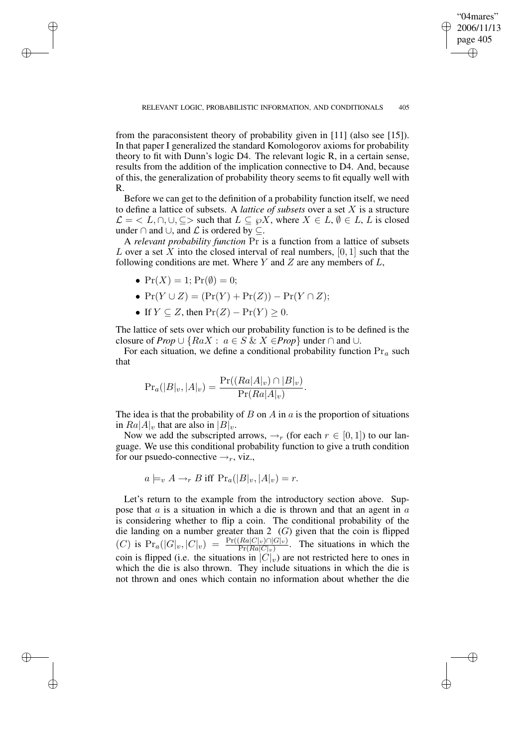from the paraconsistent theory of probability given in [11] (also see [15]). In that paper I generalized the standard Komologorov axioms for probability theory to fit with Dunn's logic D4. The relevant logic R, in a certain sense, results from the addition of the implication connective to D4. And, because of this, the generalization of probability theory seems to fit equally well with R.

Before we can get to the definition of a probability function itself, we need to define a lattice of subsets. A *lattice of subsets* over a set $X$ is a structure $\mathcal{L} = < L, \cap, \cup, \subseteq >$ such that $L \subseteq \wp X$, where $X \in L$, $\emptyset \in L$, $L$ is closed under $\cap$ and $\cup$, and $\mathcal{L}$ is ordered by $\subseteq$.

A *relevant probability function* $\Pr$ is a function from a lattice of subsets $L$ over a set $X$ into the closed interval of real numbers, $[0, 1]$ such that the following conditions are met. Where $Y$ and $Z$ are any members of $L$,

- $\Pr(X) = 1$; $\Pr(\emptyset) = 0$;
- $\Pr(Y \cup Z) = (\Pr(Y) + \Pr(Z)) - \Pr(Y \cap Z)$;
- If $Y \subseteq Z$, then $\Pr(Z) - \Pr(Y) \geq 0$.

The lattice of sets over which our probability function is to be defined is the closure of *Prop* $\cup \{RaX : a \in S \;\&\; X \in$*Prop*$\}$ under $\cap$ and $\cup$.

For each situation, we define a conditional probability function $\Pr_a$ such that

$$\Pr_a(|B|_v, |A|_v) = \frac{\Pr((Ra|A|_v) \cap |B|_v)}{\Pr(Ra|A|_v)}.$$

The idea is that the probability of $B$ on $A$ in $a$ is the proportion of situations in $Ra|A|_v$ that are also in $|B|_v$.

Now we add the subscripted arrows, $\rightarrow_r$ (for each $r \in [0, 1]$) to our language. We use this conditional probability function to give a truth condition for our psuedo-connective $\rightarrow_r$, viz.,

$$a \models_v A \rightarrow_r B \text{ iff } \Pr_a(|B|_v, |A|_v) = r.$$

Let's return to the example from the introductory section above. Suppose that $a$ is a situation in which a die is thrown and that an agent in $a$ is considering whether to flip a coin. The conditional probability of the die landing on a number greater than 2 $(G)$ given that the coin is flipped $(C)$ is $\Pr_a(|G|_v, |C|_v) = \frac{\Pr((Ra|C|_v) \cap |G|_v)}{\Pr(Ra|C|_v)}$. The situations in which the coin is flipped (i.e. the situations in $|C|_v$) are not restricted here to ones in which the die is also thrown. They include situations in which the die is not thrown and ones which contain no information about whether the die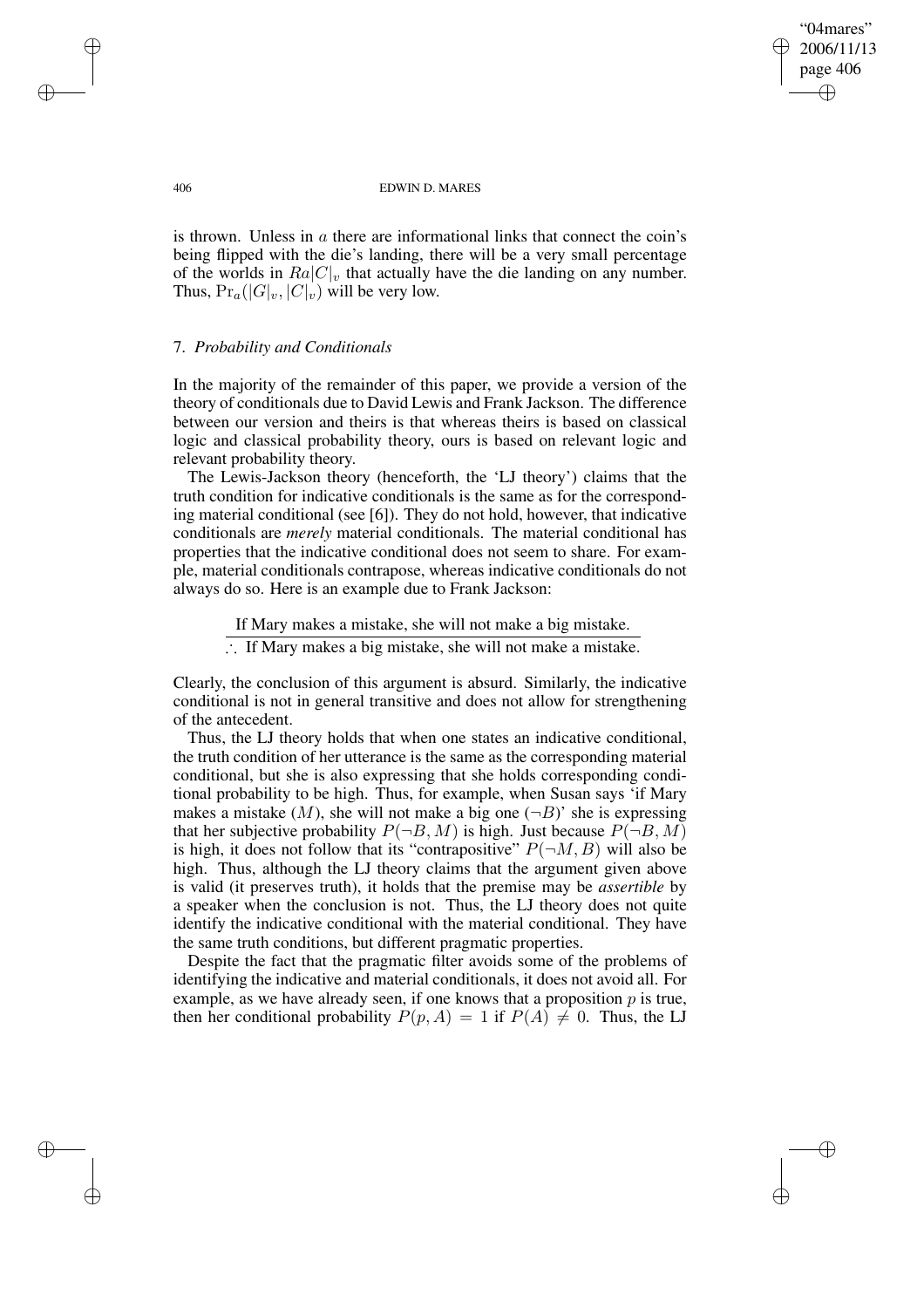is thrown. Unless in $a$ there are informational links that connect the coin's being flipped with the die's landing, there will be a very small percentage of the worlds in $Ra|C|_v$ that actually have the die landing on any number. Thus, $\Pr_a(|G|_v, |C|_v)$ will be very low.

## 7. *Probability and Conditionals*

In the majority of the remainder of this paper, we provide a version of the theory of conditionals due to David Lewis and Frank Jackson. The difference between our version and theirs is that whereas theirs is based on classical logic and classical probability theory, ours is based on relevant logic and relevant probability theory.

The Lewis-Jackson theory (henceforth, the 'LJ theory') claims that the truth condition for indicative conditionals is the same as for the corresponding material conditional (see [6]). They do not hold, however, that indicative conditionals are *merely* material conditionals. The material conditional has properties that the indicative conditional does not seem to share. For example, material conditionals contrapose, whereas indicative conditionals do not always do so. Here is an example due to Frank Jackson:

$$\frac{\text{If Mary makes a mistake, she will not make a big mistake.}}{\therefore\ \text{If Mary makes a big mistake, she will not make a mistake.}}$$

Clearly, the conclusion of this argument is absurd. Similarly, the indicative conditional is not in general transitive and does not allow for strengthening of the antecedent.

Thus, the LJ theory holds that when one states an indicative conditional, the truth condition of her utterance is the same as the corresponding material conditional, but she is also expressing that she holds corresponding conditional probability to be high. Thus, for example, when Susan says 'if Mary makes a mistake ($M$), she will not make a big one ($\neg B$)' she is expressing that her subjective probability $P(\neg B, M)$ is high. Just because $P(\neg B, M)$ is high, it does not follow that its "contrapositive" $P(\neg M, B)$ will also be high. Thus, although the LJ theory claims that the argument given above is valid (it preserves truth), it holds that the premise may be *assertible* by a speaker when the conclusion is not. Thus, the LJ theory does not quite identify the indicative conditional with the material conditional. They have the same truth conditions, but different pragmatic properties.

Despite the fact that the pragmatic filter avoids some of the problems of identifying the indicative and material conditionals, it does not avoid all. For example, as we have already seen, if one knows that a proposition $p$ is true, then her conditional probability $P(p, A) = 1$ if $P(A) \neq 0$. Thus, the LJ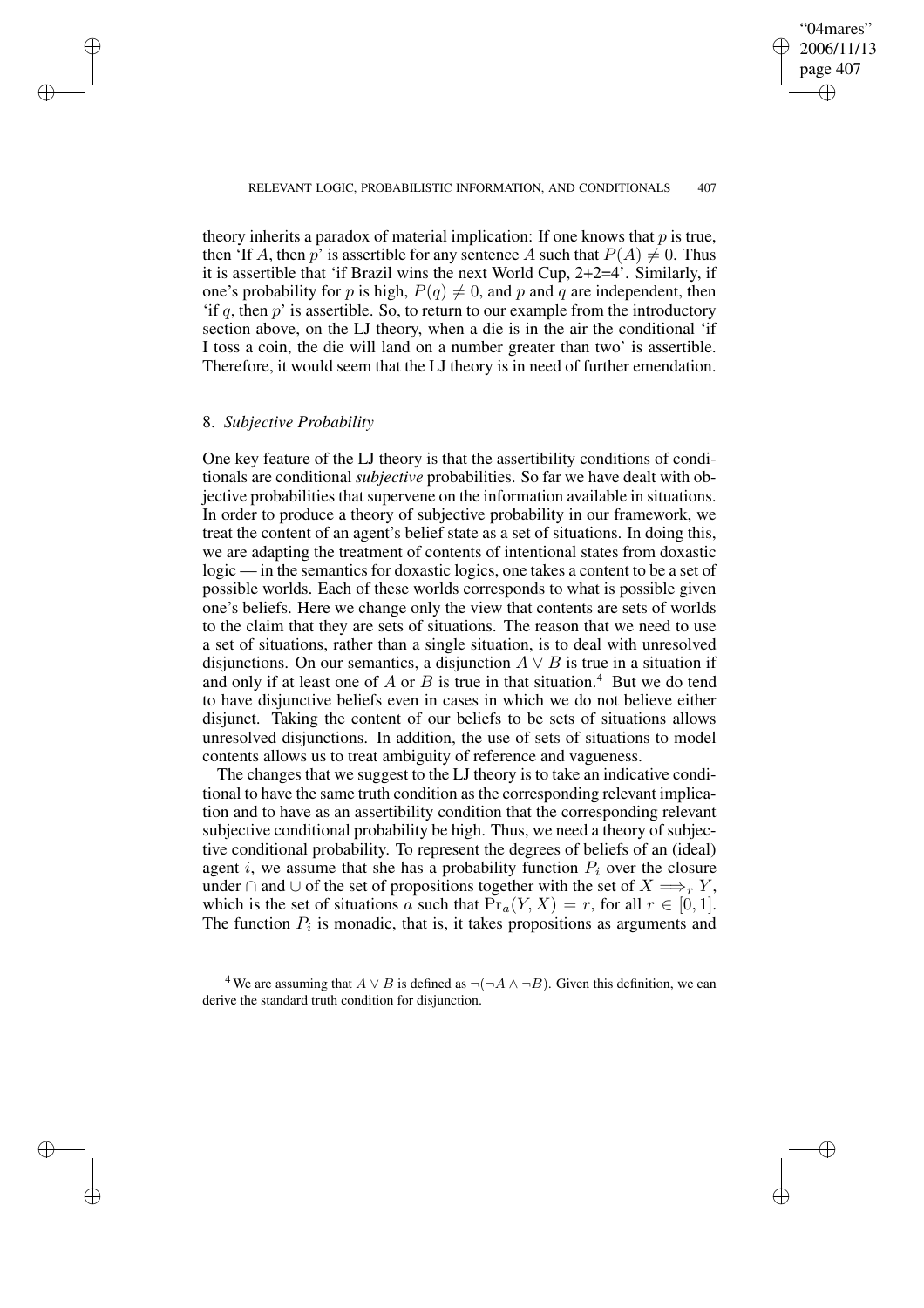theory inherits a paradox of material implication: If one knows that $p$ is true, then 'If $A$, then $p$' is assertible for any sentence $A$ such that $P(A) \neq 0$. Thus it is assertible that 'if Brazil wins the next World Cup, 2+2=4'. Similarly, if one's probability for $p$ is high, $P(q) \neq 0$, and $p$ and $q$ are independent, then 'if $q$, then $p$' is assertible. So, to return to our example from the introductory section above, on the LJ theory, when a die is in the air the conditional 'if I toss a coin, the die will land on a number greater than two' is assertible. Therefore, it would seem that the LJ theory is in need of further emendation.

## 8. *Subjective Probability*

One key feature of the LJ theory is that the assertibility conditions of conditionals are conditional *subjective* probabilities. So far we have dealt with objective probabilities that supervene on the information available in situations. In order to produce a theory of subjective probability in our framework, we treat the content of an agent's belief state as a set of situations. In doing this, we are adapting the treatment of contents of intentional states from doxastic logic — in the semantics for doxastic logics, one takes a content to be a set of possible worlds. Each of these worlds corresponds to what is possible given one's beliefs. Here we change only the view that contents are sets of worlds to the claim that they are sets of situations. The reason that we need to use a set of situations, rather than a single situation, is to deal with unresolved disjunctions. On our semantics, a disjunction $A \vee B$ is true in a situation if and only if at least one of $A$ or $B$ is true in that situation.[4] But we do tend to have disjunctive beliefs even in cases in which we do not believe either disjunct. Taking the content of our beliefs to be sets of situations allows unresolved disjunctions. In addition, the use of sets of situations to model contents allows us to treat ambiguity of reference and vagueness.

The changes that we suggest to the LJ theory is to take an indicative conditional to have the same truth condition as the corresponding relevant implication and to have as an assertibility condition that the corresponding relevant subjective conditional probability be high. Thus, we need a theory of subjective conditional probability. To represent the degrees of beliefs of an (ideal) agent $i$, we assume that she has a probability function $P_i$ over the closure under $\cap$ and $\cup$ of the set of propositions together with the set of $X \Longrightarrow_r Y$, which is the set of situations $a$ such that $\Pr_a(Y, X) = r$, for all $r \in [0, 1]$. The function $P_i$ is monadic, that is, it takes propositions as arguments and

[4] We are assuming that $A \vee B$ is defined as $\neg(\neg A \wedge \neg B)$. Given this definition, we can derive the standard truth condition for disjunction.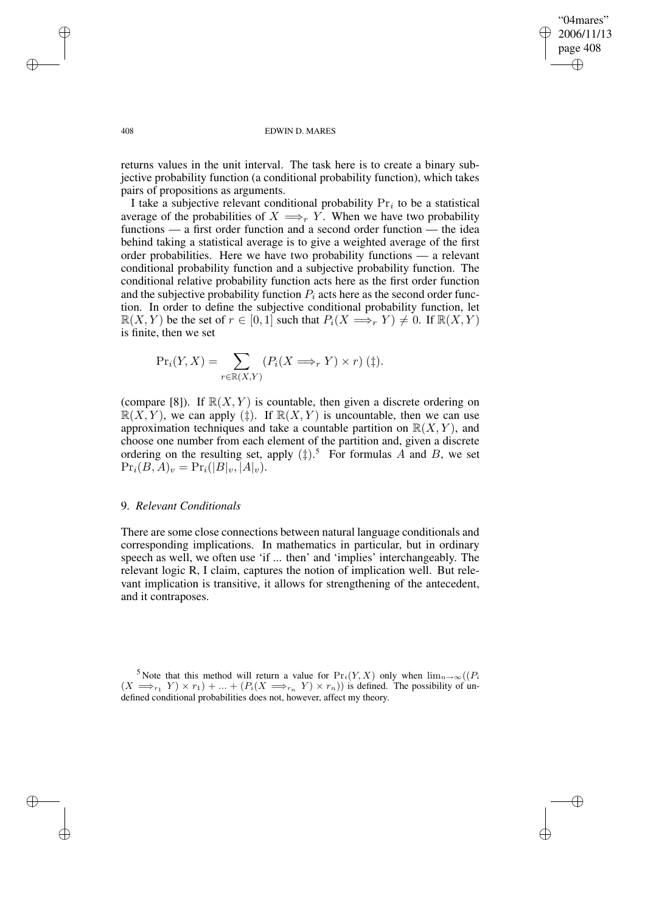returns values in the unit interval. The task here is to create a binary subjective probability function (a conditional probability function), which takes pairs of propositions as arguments.

I take a subjective relevant conditional probability $\Pr_i$ to be a statistical average of the probabilities of $X \Longrightarrow_r Y$. When we have two probability functions — a first order function and a second order function — the idea behind taking a statistical average is to give a weighted average of the first order probabilities. Here we have two probability functions — a relevant conditional probability function and a subjective probability function. The conditional relative probability function acts here as the first order function and the subjective probability function $P_i$ acts here as the second order function. In order to define the subjective conditional probability function, let $\mathbb{R}(X, Y)$ be the set of $r \in [0, 1]$ such that $P_i(X \Longrightarrow_r Y) \neq 0$. If $\mathbb{R}(X, Y)$ is finite, then we set

$$\Pr_i(Y, X) = \sum_{r \in \mathbb{R}(X,Y)} (P_i(X \Longrightarrow_r Y) \times r) \; (\ddagger).$$

(compare [8]). If $\mathbb{R}(X, Y)$ is countable, then given a discrete ordering on $\mathbb{R}(X, Y)$, we can apply ($\ddagger$). If $\mathbb{R}(X, Y)$ is uncountable, then we can use approximation techniques and take a countable partition on $\mathbb{R}(X, Y)$, and choose one number from each element of the partition and, given a discrete ordering on the resulting set, apply ($\ddagger$).[5] For formulas $A$ and $B$, we set $\Pr_i(B, A)_v = \Pr_i(|B|_v, |A|_v)$.

## 9. *Relevant Conditionals*

There are some close connections between natural language conditionals and corresponding implications. In mathematics in particular, but in ordinary speech as well, we often use 'if ... then' and 'implies' interchangeably. The relevant logic R, I claim, captures the notion of implication well. But relevant implication is transitive, it allows for strengthening of the antecedent, and it contraposes.

[5] Note that this method will return a value for $\Pr_i(Y, X)$ only when $\lim_{n \to \infty}((P_i(X \Longrightarrow_{r_1} Y) \times r_1) + ... + (P_i(X \Longrightarrow_{r_n} Y) \times r_n))$ is defined. The possibility of undefined conditional probabilities does not, however, affect my theory.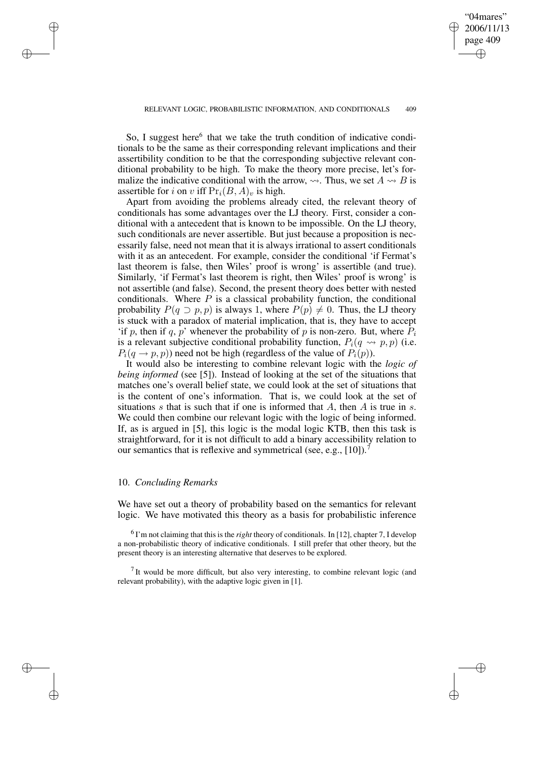So, I suggest here[6] that we take the truth condition of indicative conditionals to be the same as their corresponding relevant implications and their assertibility condition to be that the corresponding subjective relevant conditional probability to be high. To make the theory more precise, let's formalize the indicative conditional with the arrow, $\rightsquigarrow$. Thus, we set $A \rightsquigarrow B$ is assertible for $i$ on $v$ iff $\Pr_i(B, A)_v$ is high.

Apart from avoiding the problems already cited, the relevant theory of conditionals has some advantages over the LJ theory. First, consider a conditional with a antecedent that is known to be impossible. On the LJ theory, such conditionals are never assertible. But just because a proposition is necessarily false, need not mean that it is always irrational to assert conditionals with it as an antecedent. For example, consider the conditional 'if Fermat's last theorem is false, then Wiles' proof is wrong' is assertible (and true). Similarly, 'if Fermat's last theorem is right, then Wiles' proof is wrong' is not assertible (and false). Second, the present theory does better with nested conditionals. Where $P$ is a classical probability function, the conditional probability $P(q \supset p, p)$ is always 1, where $P(p) \neq 0$. Thus, the LJ theory is stuck with a paradox of material implication, that is, they have to accept 'if $p$, then if $q$, $p$' whenever the probability of $p$ is non-zero. But, where $P_i$ is a relevant subjective conditional probability function, $P_i(q \rightsquigarrow p, p)$ (i.e. $P_i(q \rightarrow p, p)$) need not be high (regardless of the value of $P_i(p)$).

It would also be interesting to combine relevant logic with the *logic of being informed* (see [5]). Instead of looking at the set of the situations that matches one's overall belief state, we could look at the set of situations that is the content of one's information. That is, we could look at the set of situations $s$ that is such that if one is informed that $A$, then $A$ is true in $s$. We could then combine our relevant logic with the logic of being informed. If, as is argued in [5], this logic is the modal logic KTB, then this task is straightforward, for it is not difficult to add a binary accessibility relation to our semantics that is reflexive and symmetrical (see, e.g., [10]).[7]

## 10. *Concluding Remarks*

We have set out a theory of probability based on the semantics for relevant logic. We have motivated this theory as a basis for probabilistic inference

[6] I'm not claiming that this is the *right* theory of conditionals. In [12], chapter 7, I develop a non-probabilistic theory of indicative conditionals. I still prefer that other theory, but the present theory is an interesting alternative that deserves to be explored.

[7] It would be more difficult, but also very interesting, to combine relevant logic (and relevant probability), with the adaptive logic given in [1].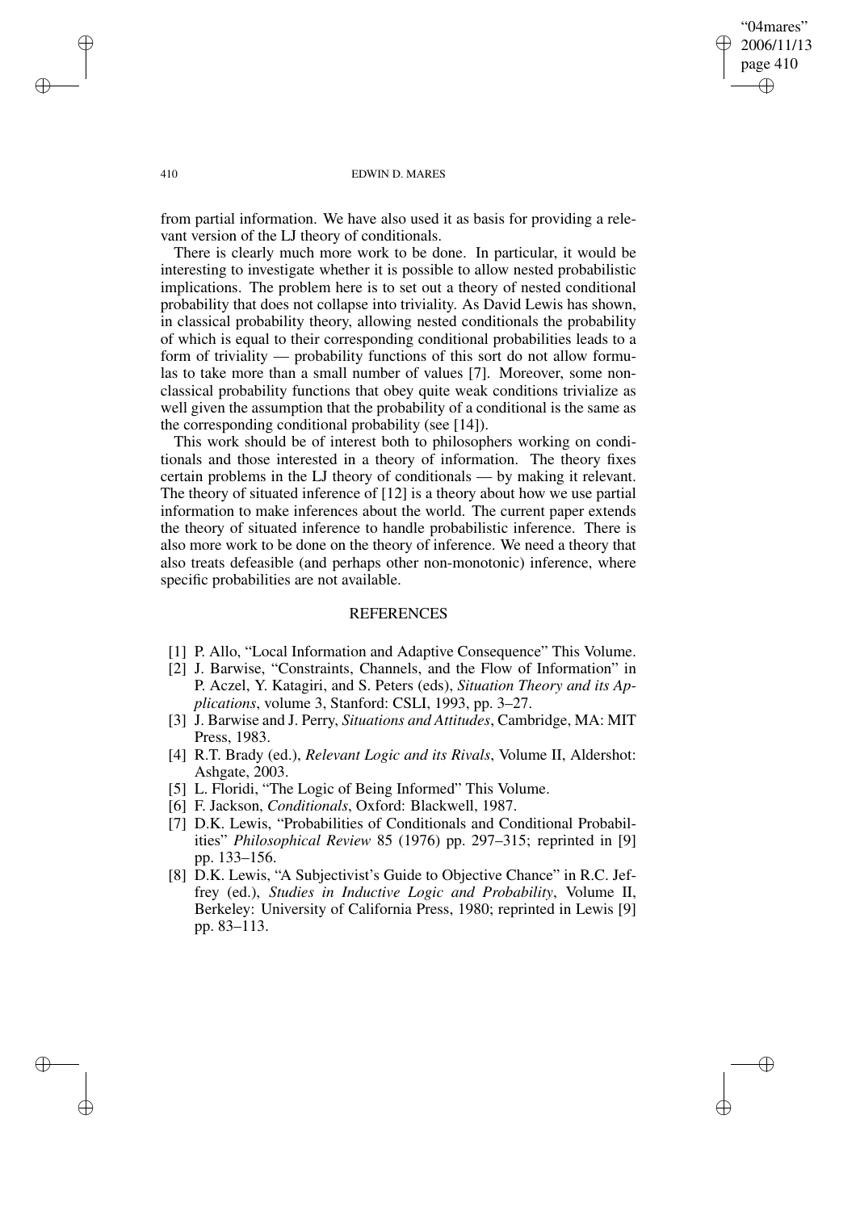from partial information. We have also used it as basis for providing a relevant version of the LJ theory of conditionals.

There is clearly much more work to be done. In particular, it would be interesting to investigate whether it is possible to allow nested probabilistic implications. The problem here is to set out a theory of nested conditional probability that does not collapse into triviality. As David Lewis has shown, in classical probability theory, allowing nested conditionals the probability of which is equal to their corresponding conditional probabilities leads to a form of triviality — probability functions of this sort do not allow formulas to take more than a small number of values [7]. Moreover, some nonclassical probability functions that obey quite weak conditions trivialize as well given the assumption that the probability of a conditional is the same as the corresponding conditional probability (see [14]).

This work should be of interest both to philosophers working on conditionals and those interested in a theory of information. The theory fixes certain problems in the LJ theory of conditionals — by making it relevant. The theory of situated inference of [12] is a theory about how we use partial information to make inferences about the world. The current paper extends the theory of situated inference to handle probabilistic inference. There is also more work to be done on the theory of inference. We need a theory that also treats defeasible (and perhaps other non-monotonic) inference, where specific probabilities are not available.

## REFERENCES

[1] P. Allo, "Local Information and Adaptive Consequence" This Volume.

[2] J. Barwise, "Constraints, Channels, and the Flow of Information" in P. Aczel, Y. Katagiri, and S. Peters (eds), *Situation Theory and its Applications*, volume 3, Stanford: CSLI, 1993, pp. 3–27.

[3] J. Barwise and J. Perry, *Situations and Attitudes*, Cambridge, MA: MIT Press, 1983.

[4] R.T. Brady (ed.), *Relevant Logic and its Rivals*, Volume II, Aldershot: Ashgate, 2003.

[5] L. Floridi, "The Logic of Being Informed" This Volume.

[6] F. Jackson, *Conditionals*, Oxford: Blackwell, 1987.

[7] D.K. Lewis, "Probabilities of Conditionals and Conditional Probabilities" *Philosophical Review* 85 (1976) pp. 297–315; reprinted in [9] pp. 133–156.

[8] D.K. Lewis, "A Subjectivist's Guide to Objective Chance" in R.C. Jeffrey (ed.), *Studies in Inductive Logic and Probability*, Volume II, Berkeley: University of California Press, 1980; reprinted in Lewis [9] pp. 83–113.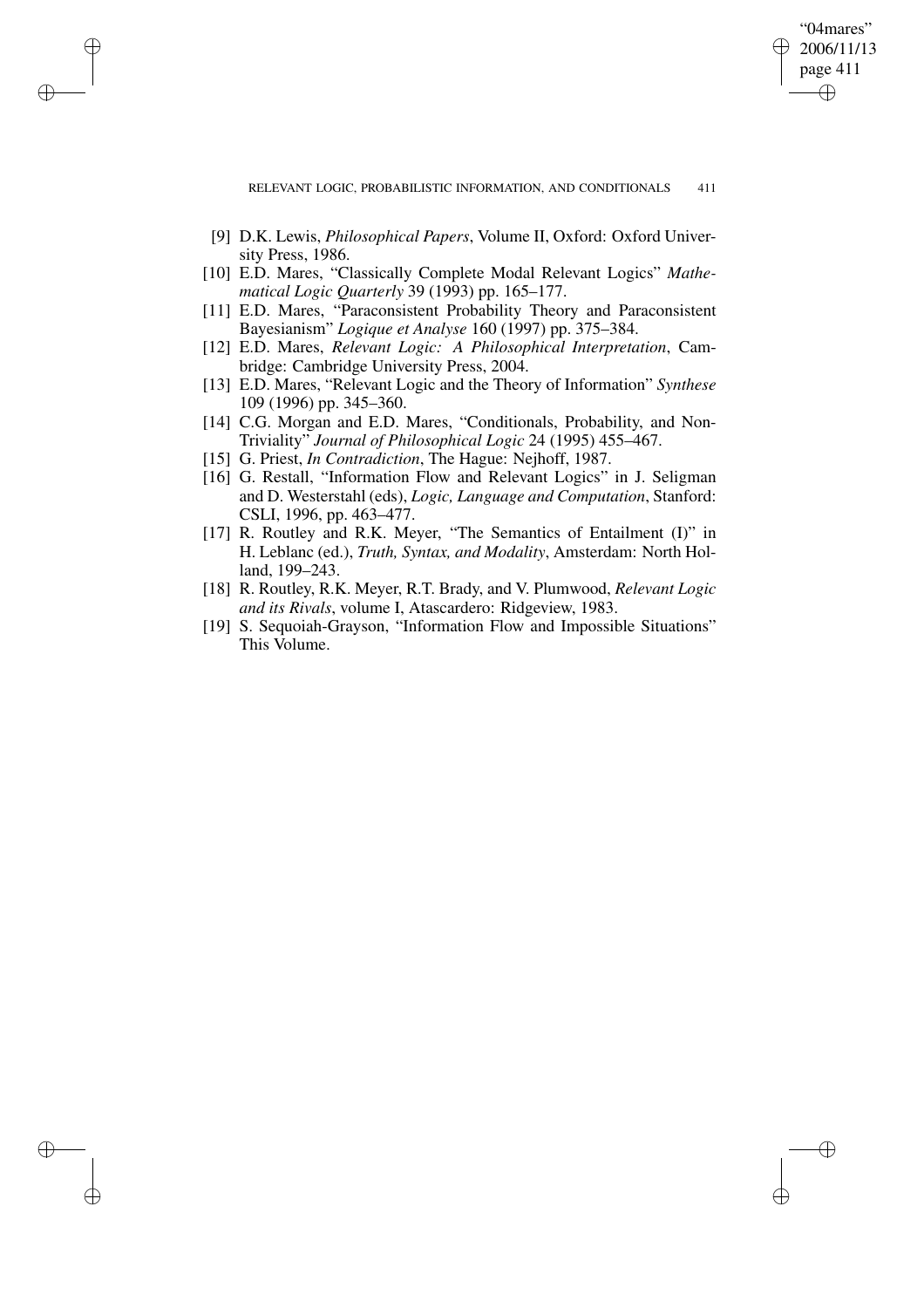[9] D.K. Lewis, *Philosophical Papers*, Volume II, Oxford: Oxford University Press, 1986.

[10] E.D. Mares, "Classically Complete Modal Relevant Logics" *Mathematical Logic Quarterly* 39 (1993) pp. 165–177.

[11] E.D. Mares, "Paraconsistent Probability Theory and Paraconsistent Bayesianism" *Logique et Analyse* 160 (1997) pp. 375–384.

[12] E.D. Mares, *Relevant Logic: A Philosophical Interpretation*, Cambridge: Cambridge University Press, 2004.

[13] E.D. Mares, "Relevant Logic and the Theory of Information" *Synthese* 109 (1996) pp. 345–360.

[14] C.G. Morgan and E.D. Mares, "Conditionals, Probability, and Non-Triviality" *Journal of Philosophical Logic* 24 (1995) 455–467.

[15] G. Priest, *In Contradiction*, The Hague: Nejhoff, 1987.

[16] G. Restall, "Information Flow and Relevant Logics" in J. Seligman and D. Westerstahl (eds), *Logic, Language and Computation*, Stanford: CSLI, 1996, pp. 463–477.

[17] R. Routley and R.K. Meyer, "The Semantics of Entailment (I)" in H. Leblanc (ed.), *Truth, Syntax, and Modality*, Amsterdam: North Holland, 199–243.

[18] R. Routley, R.K. Meyer, R.T. Brady, and V. Plumwood, *Relevant Logic and its Rivals*, volume I, Atascardero: Ridgeview, 1983.

[19] S. Sequoiah-Grayson, "Information Flow and Impossible Situations" This Volume.